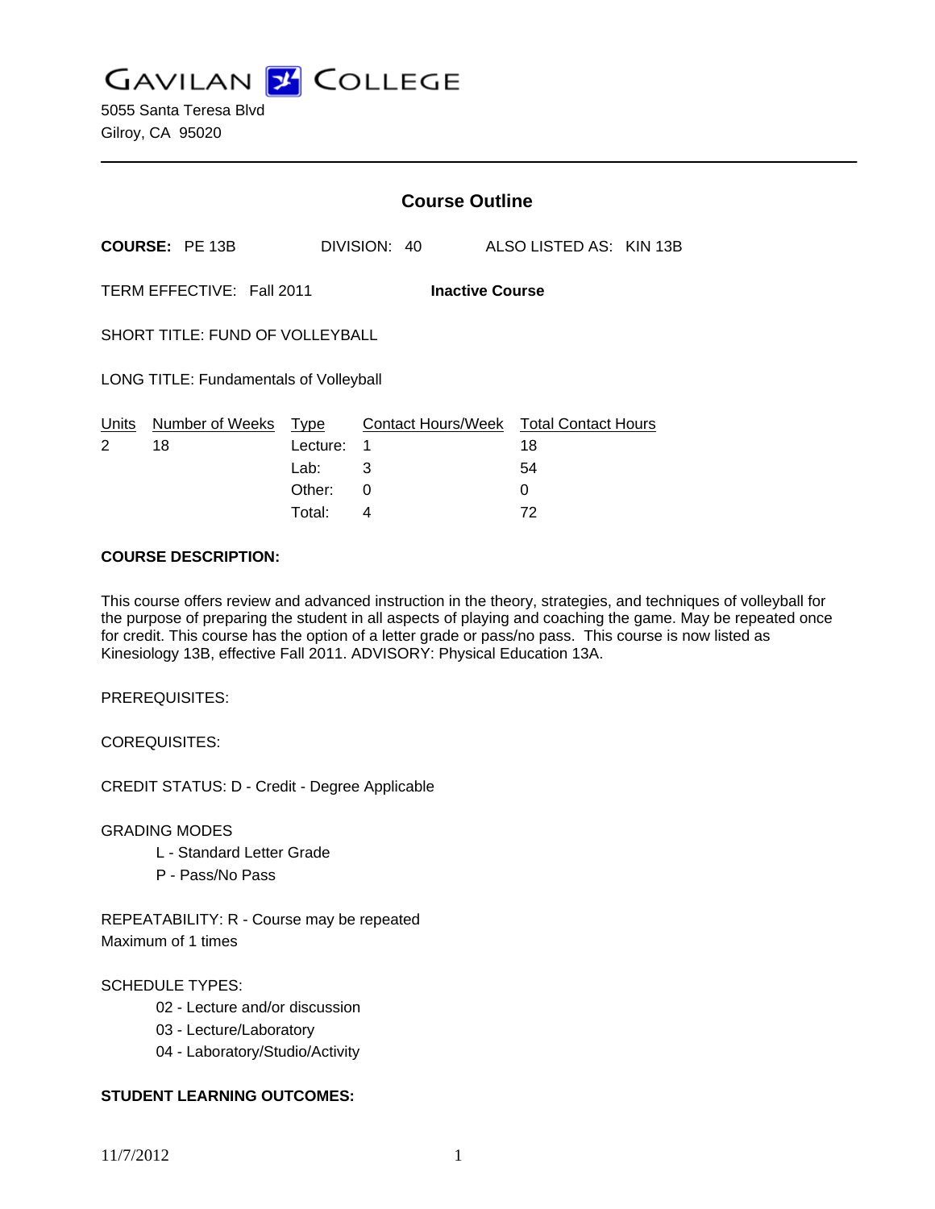GAVILAN COLLEGE

5055 Santa Teresa Blvd
Gilroy, CA 95020

## Course Outline

**COURSE:** PE 13B DIVISION: 40 ALSO LISTED AS: KIN 13B

TERM EFFECTIVE: Fall 2011 **Inactive Course**

SHORT TITLE: FUND OF VOLLEYBALL

LONG TITLE: Fundamentals of Volleyball

| Units | Number of Weeks | Type | Contact Hours/Week | Total Contact Hours |
|---|---|---|---|---|
| 2 | 18 | Lecture: | 1 | 18 |
| | | Lab: | 3 | 54 |
| | | Other: | 0 | 0 |
| | | Total: | 4 | 72 |

**COURSE DESCRIPTION:**

This course offers review and advanced instruction in the theory, strategies, and techniques of volleyball for the purpose of preparing the student in all aspects of playing and coaching the game. May be repeated once for credit. This course has the option of a letter grade or pass/no pass. This course is now listed as Kinesiology 13B, effective Fall 2011. ADVISORY: Physical Education 13A.

PREREQUISITES:

COREQUISITES:

CREDIT STATUS: D - Credit - Degree Applicable

GRADING MODES
- L - Standard Letter Grade
- P - Pass/No Pass

REPEATABILITY: R - Course may be repeated
Maximum of 1 times

SCHEDULE TYPES:
- 02 - Lecture and/or discussion
- 03 - Lecture/Laboratory
- 04 - Laboratory/Studio/Activity

**STUDENT LEARNING OUTCOMES:**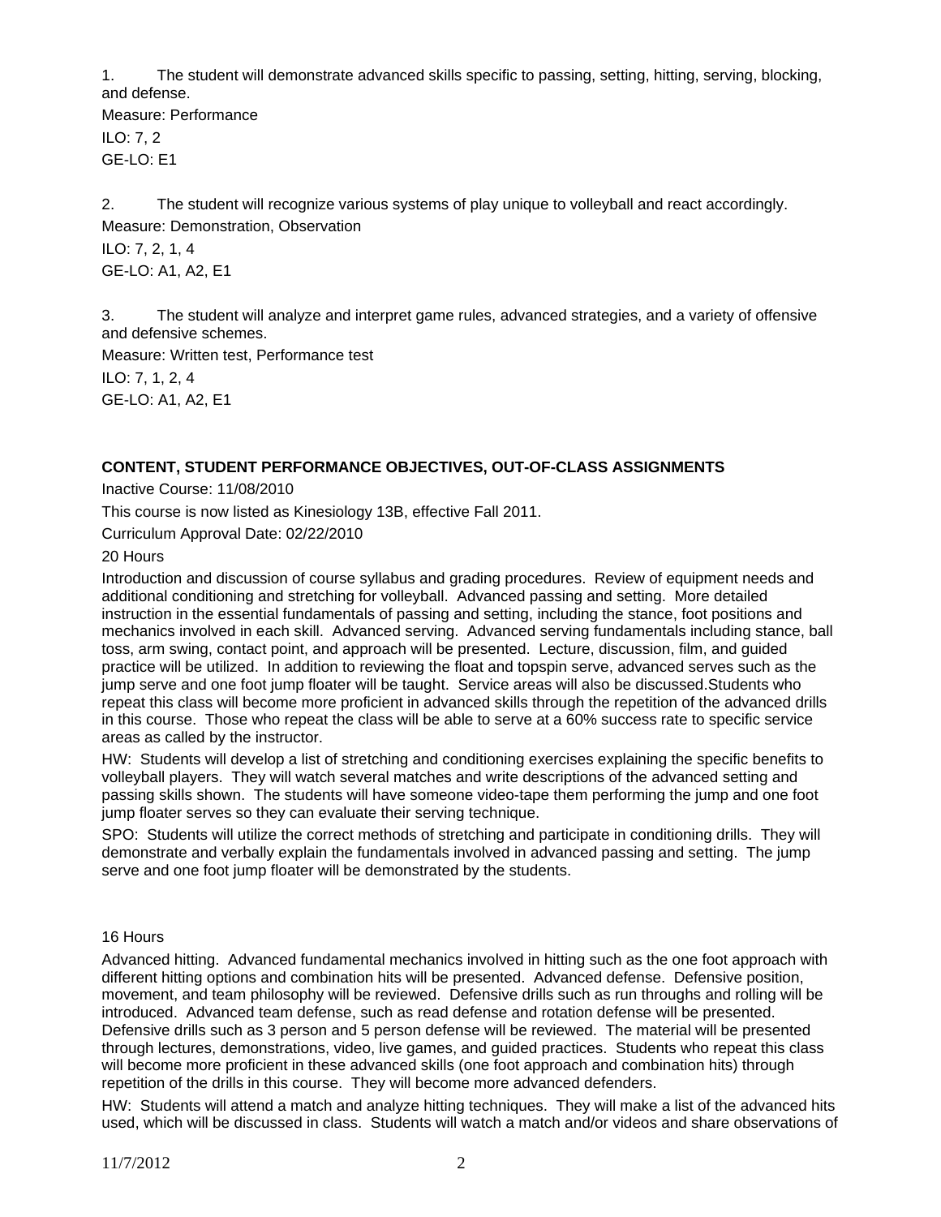1. The student will demonstrate advanced skills specific to passing, setting, hitting, serving, blocking, and defense.

Measure: Performance

ILO: 7, 2

GE-LO: E1

2. The student will recognize various systems of play unique to volleyball and react accordingly.

Measure: Demonstration, Observation

ILO: 7, 2, 1, 4

GE-LO: A1, A2, E1

3. The student will analyze and interpret game rules, advanced strategies, and a variety of offensive and defensive schemes.

Measure: Written test, Performance test

ILO: 7, 1, 2, 4

GE-LO: A1, A2, E1

**CONTENT, STUDENT PERFORMANCE OBJECTIVES, OUT-OF-CLASS ASSIGNMENTS**

Inactive Course: 11/08/2010

This course is now listed as Kinesiology 13B, effective Fall 2011.

Curriculum Approval Date: 02/22/2010

20 Hours

Introduction and discussion of course syllabus and grading procedures. Review of equipment needs and additional conditioning and stretching for volleyball. Advanced passing and setting. More detailed instruction in the essential fundamentals of passing and setting, including the stance, foot positions and mechanics involved in each skill. Advanced serving. Advanced serving fundamentals including stance, ball toss, arm swing, contact point, and approach will be presented. Lecture, discussion, film, and guided practice will be utilized. In addition to reviewing the float and topspin serve, advanced serves such as the jump serve and one foot jump floater will be taught. Service areas will also be discussed.Students who repeat this class will become more proficient in advanced skills through the repetition of the advanced drills in this course. Those who repeat the class will be able to serve at a 60% success rate to specific service areas as called by the instructor.

HW: Students will develop a list of stretching and conditioning exercises explaining the specific benefits to volleyball players. They will watch several matches and write descriptions of the advanced setting and passing skills shown. The students will have someone video-tape them performing the jump and one foot jump floater serves so they can evaluate their serving technique.

SPO: Students will utilize the correct methods of stretching and participate in conditioning drills. They will demonstrate and verbally explain the fundamentals involved in advanced passing and setting. The jump serve and one foot jump floater will be demonstrated by the students.

16 Hours

Advanced hitting. Advanced fundamental mechanics involved in hitting such as the one foot approach with different hitting options and combination hits will be presented. Advanced defense. Defensive position, movement, and team philosophy will be reviewed. Defensive drills such as run throughs and rolling will be introduced. Advanced team defense, such as read defense and rotation defense will be presented. Defensive drills such as 3 person and 5 person defense will be reviewed. The material will be presented through lectures, demonstrations, video, live games, and guided practices. Students who repeat this class will become more proficient in these advanced skills (one foot approach and combination hits) through repetition of the drills in this course. They will become more advanced defenders.

HW: Students will attend a match and analyze hitting techniques. They will make a list of the advanced hits used, which will be discussed in class. Students will watch a match and/or videos and share observations of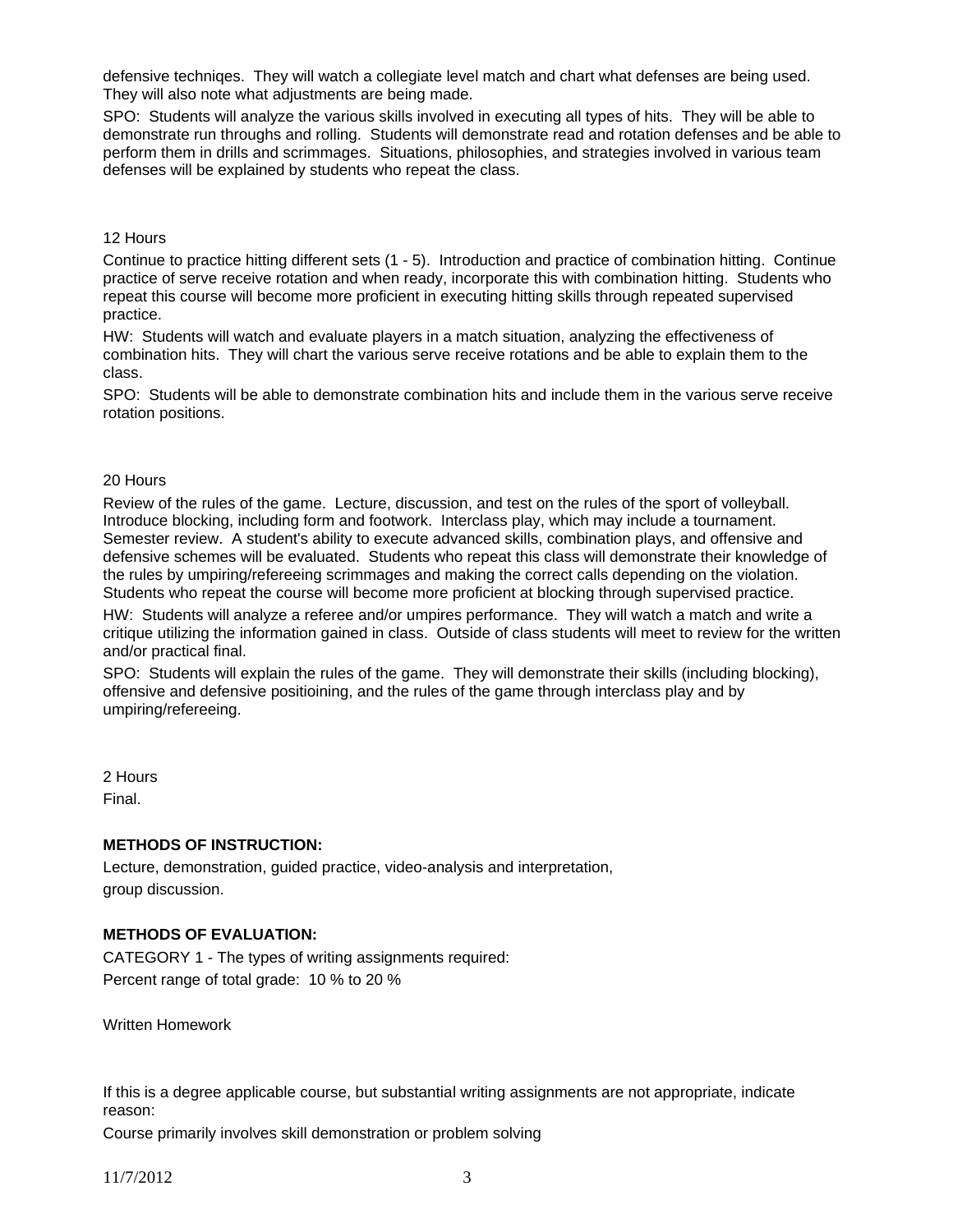defensive techniqes. They will watch a collegiate level match and chart what defenses are being used. They will also note what adjustments are being made.

SPO: Students will analyze the various skills involved in executing all types of hits. They will be able to demonstrate run throughs and rolling. Students will demonstrate read and rotation defenses and be able to perform them in drills and scrimmages. Situations, philosophies, and strategies involved in various team defenses will be explained by students who repeat the class.

12 Hours

Continue to practice hitting different sets (1 - 5). Introduction and practice of combination hitting. Continue practice of serve receive rotation and when ready, incorporate this with combination hitting. Students who repeat this course will become more proficient in executing hitting skills through repeated supervised practice.

HW: Students will watch and evaluate players in a match situation, analyzing the effectiveness of combination hits. They will chart the various serve receive rotations and be able to explain them to the class.

SPO: Students will be able to demonstrate combination hits and include them in the various serve receive rotation positions.

20 Hours

Review of the rules of the game. Lecture, discussion, and test on the rules of the sport of volleyball. Introduce blocking, including form and footwork. Interclass play, which may include a tournament. Semester review. A student's ability to execute advanced skills, combination plays, and offensive and defensive schemes will be evaluated. Students who repeat this class will demonstrate their knowledge of the rules by umpiring/refereeing scrimmages and making the correct calls depending on the violation. Students who repeat the course will become more proficient at blocking through supervised practice.

HW: Students will analyze a referee and/or umpires performance. They will watch a match and write a critique utilizing the information gained in class. Outside of class students will meet to review for the written and/or practical final.

SPO: Students will explain the rules of the game. They will demonstrate their skills (including blocking), offensive and defensive positioining, and the rules of the game through interclass play and by umpiring/refereeing.

2 Hours

Final.

**METHODS OF INSTRUCTION:**

Lecture, demonstration, guided practice, video-analysis and interpretation, group discussion.

**METHODS OF EVALUATION:**

CATEGORY 1 - The types of writing assignments required:
Percent range of total grade: 10 % to 20 %

Written Homework

If this is a degree applicable course, but substantial writing assignments are not appropriate, indicate reason:

Course primarily involves skill demonstration or problem solving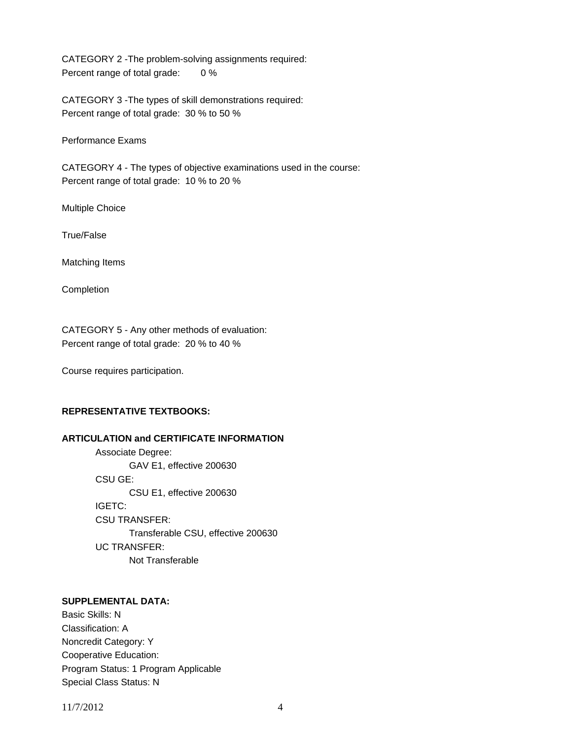CATEGORY 2 -The problem-solving assignments required:
Percent range of total grade: 0 %

CATEGORY 3 -The types of skill demonstrations required:
Percent range of total grade: 30 % to 50 %

Performance Exams

CATEGORY 4 - The types of objective examinations used in the course:
Percent range of total grade: 10 % to 20 %

Multiple Choice

True/False

Matching Items

Completion

CATEGORY 5 - Any other methods of evaluation:
Percent range of total grade: 20 % to 40 %

Course requires participation.

**REPRESENTATIVE TEXTBOOKS:**

**ARTICULATION and CERTIFICATE INFORMATION**

- Associate Degree:
  - GAV E1, effective 200630
- CSU GE:
  - CSU E1, effective 200630
- IGETC:
- CSU TRANSFER:
  - Transferable CSU, effective 200630
- UC TRANSFER:
  - Not Transferable

**SUPPLEMENTAL DATA:**

Basic Skills: N
Classification: A
Noncredit Category: Y
Cooperative Education:
Program Status: 1 Program Applicable
Special Class Status: N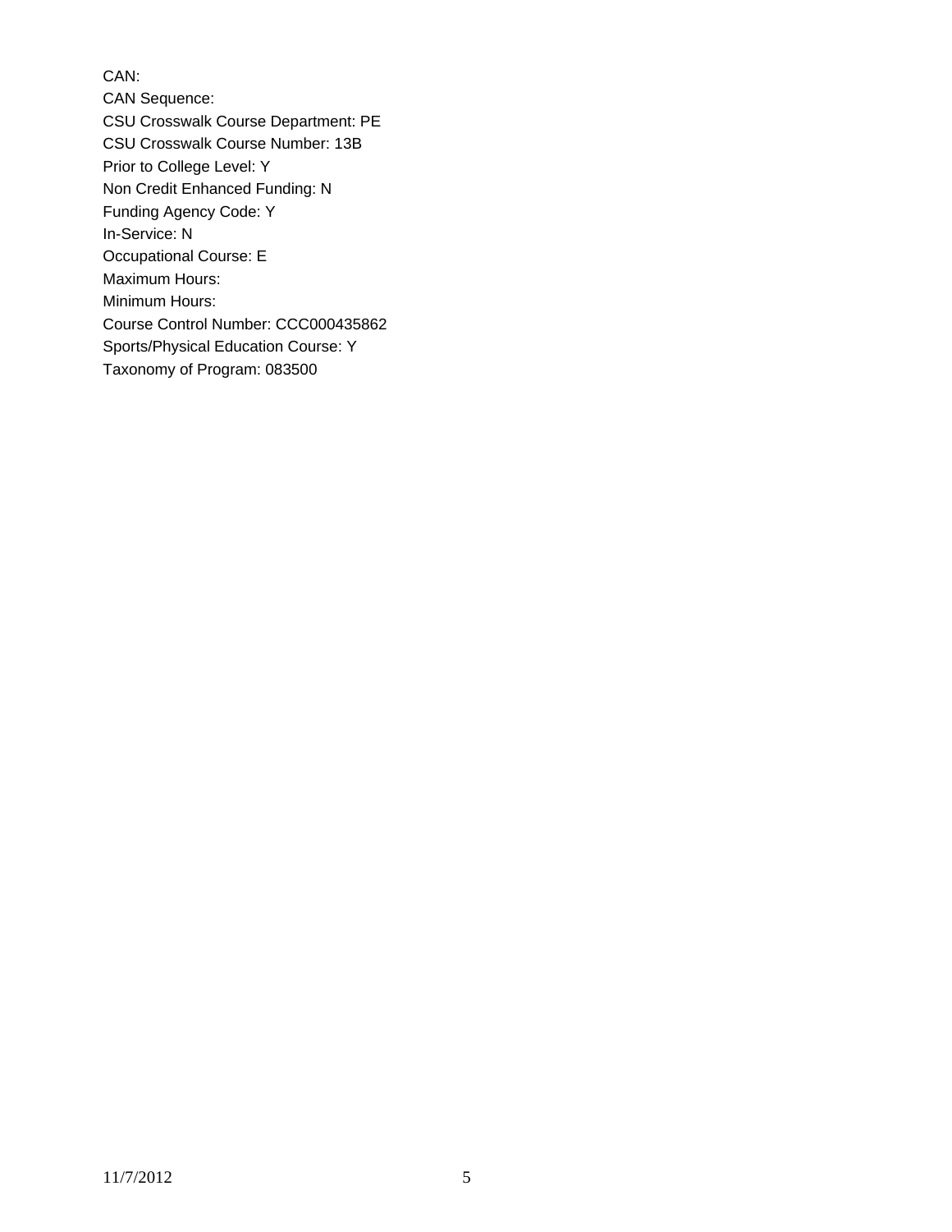CAN:

CAN Sequence:

CSU Crosswalk Course Department: PE

CSU Crosswalk Course Number: 13B

Prior to College Level: Y

Non Credit Enhanced Funding: N

Funding Agency Code: Y

In-Service: N

Occupational Course: E

Maximum Hours:

Minimum Hours:

Course Control Number: CCC000435862

Sports/Physical Education Course: Y

Taxonomy of Program: 083500